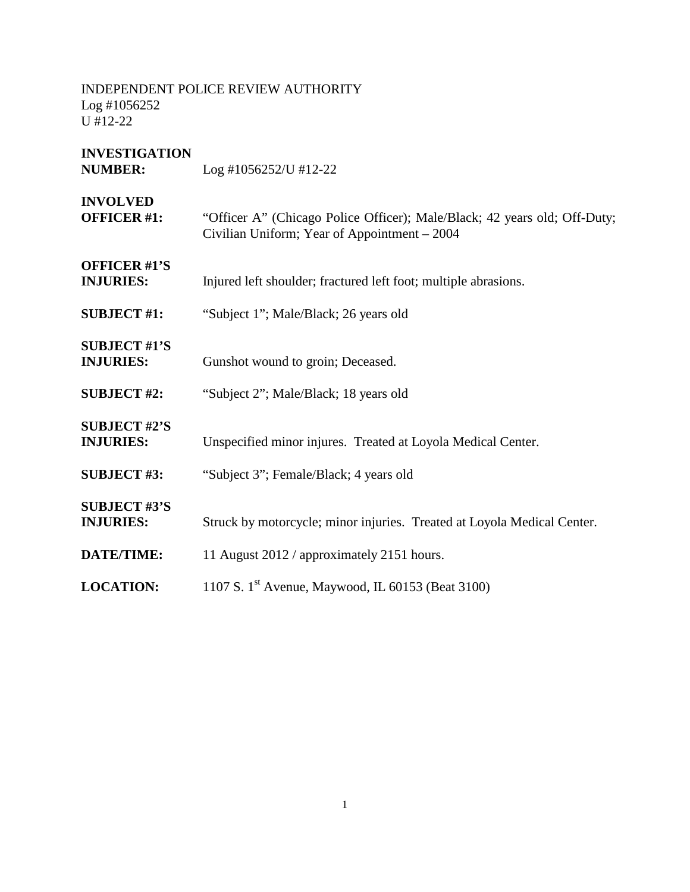INDEPENDENT POLICE REVIEW AUTHORITY
Log #1056252
U #12-22

| | |
|---|---|
| **INVESTIGATION NUMBER:** | Log #1056252/U #12-22 |
| **INVOLVED OFFICER #1:** | "Officer A" (Chicago Police Officer); Male/Black; 42 years old; Off-Duty; Civilian Uniform; Year of Appointment – 2004 |
| **OFFICER #1'S INJURIES:** | Injured left shoulder; fractured left foot; multiple abrasions. |
| **SUBJECT #1:** | "Subject 1"; Male/Black; 26 years old |
| **SUBJECT #1'S INJURIES:** | Gunshot wound to groin; Deceased. |
| **SUBJECT #2:** | "Subject 2"; Male/Black; 18 years old |
| **SUBJECT #2'S INJURIES:** | Unspecified minor injures. Treated at Loyola Medical Center. |
| **SUBJECT #3:** | "Subject 3"; Female/Black; 4 years old |
| **SUBJECT #3'S INJURIES:** | Struck by motorcycle; minor injuries. Treated at Loyola Medical Center. |
| **DATE/TIME:** | 11 August 2012 / approximately 2151 hours. |
| **LOCATION:** | 1107 S. 1st Avenue, Maywood, IL 60153 (Beat 3100) |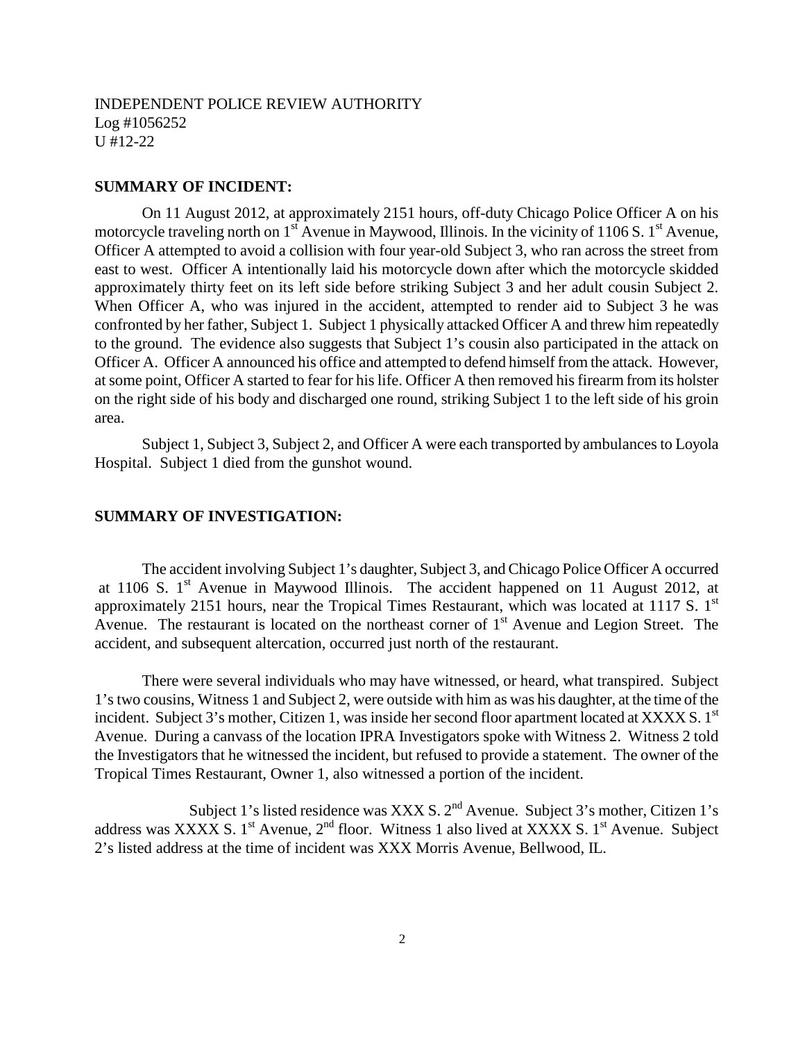INDEPENDENT POLICE REVIEW AUTHORITY
Log #1056252
U #12-22

**SUMMARY OF INCIDENT:**

On 11 August 2012, at approximately 2151 hours, off-duty Chicago Police Officer A on his motorcycle traveling north on 1st Avenue in Maywood, Illinois. In the vicinity of 1106 S. 1st Avenue, Officer A attempted to avoid a collision with four year-old Subject 3, who ran across the street from east to west. Officer A intentionally laid his motorcycle down after which the motorcycle skidded approximately thirty feet on its left side before striking Subject 3 and her adult cousin Subject 2. When Officer A, who was injured in the accident, attempted to render aid to Subject 3 he was confronted by her father, Subject 1. Subject 1 physically attacked Officer A and threw him repeatedly to the ground. The evidence also suggests that Subject 1's cousin also participated in the attack on Officer A. Officer A announced his office and attempted to defend himself from the attack. However, at some point, Officer A started to fear for his life. Officer A then removed his firearm from its holster on the right side of his body and discharged one round, striking Subject 1 to the left side of his groin area.

Subject 1, Subject 3, Subject 2, and Officer A were each transported by ambulances to Loyola Hospital. Subject 1 died from the gunshot wound.

**SUMMARY OF INVESTIGATION:**

The accident involving Subject 1's daughter, Subject 3, and Chicago Police Officer A occurred at 1106 S. 1st Avenue in Maywood Illinois. The accident happened on 11 August 2012, at approximately 2151 hours, near the Tropical Times Restaurant, which was located at 1117 S. 1st Avenue. The restaurant is located on the northeast corner of 1st Avenue and Legion Street. The accident, and subsequent altercation, occurred just north of the restaurant.

There were several individuals who may have witnessed, or heard, what transpired. Subject 1's two cousins, Witness 1 and Subject 2, were outside with him as was his daughter, at the time of the incident. Subject 3's mother, Citizen 1, was inside her second floor apartment located at XXXX S. 1st Avenue. During a canvass of the location IPRA Investigators spoke with Witness 2. Witness 2 told the Investigators that he witnessed the incident, but refused to provide a statement. The owner of the Tropical Times Restaurant, Owner 1, also witnessed a portion of the incident.

Subject 1's listed residence was XXX S. 2nd Avenue. Subject 3's mother, Citizen 1's address was XXXX S. 1st Avenue, 2nd floor. Witness 1 also lived at XXXX S. 1st Avenue. Subject 2's listed address at the time of incident was XXX Morris Avenue, Bellwood, IL.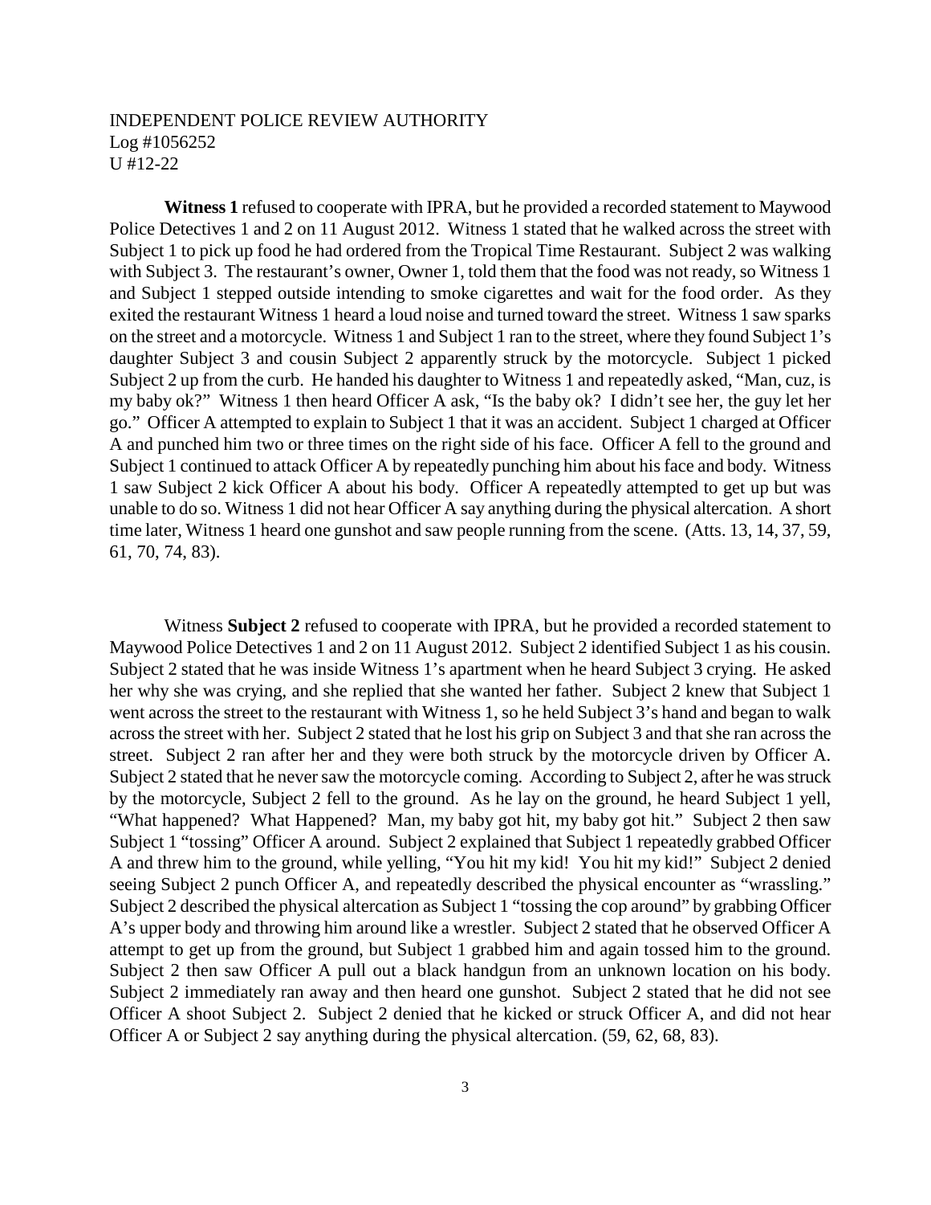INDEPENDENT POLICE REVIEW AUTHORITY
Log #1056252
U #12-22

**Witness 1** refused to cooperate with IPRA, but he provided a recorded statement to Maywood Police Detectives 1 and 2 on 11 August 2012. Witness 1 stated that he walked across the street with Subject 1 to pick up food he had ordered from the Tropical Time Restaurant. Subject 2 was walking with Subject 3. The restaurant's owner, Owner 1, told them that the food was not ready, so Witness 1 and Subject 1 stepped outside intending to smoke cigarettes and wait for the food order. As they exited the restaurant Witness 1 heard a loud noise and turned toward the street. Witness 1 saw sparks on the street and a motorcycle. Witness 1 and Subject 1 ran to the street, where they found Subject 1's daughter Subject 3 and cousin Subject 2 apparently struck by the motorcycle. Subject 1 picked Subject 2 up from the curb. He handed his daughter to Witness 1 and repeatedly asked, "Man, cuz, is my baby ok?" Witness 1 then heard Officer A ask, "Is the baby ok? I didn't see her, the guy let her go." Officer A attempted to explain to Subject 1 that it was an accident. Subject 1 charged at Officer A and punched him two or three times on the right side of his face. Officer A fell to the ground and Subject 1 continued to attack Officer A by repeatedly punching him about his face and body. Witness 1 saw Subject 2 kick Officer A about his body. Officer A repeatedly attempted to get up but was unable to do so. Witness 1 did not hear Officer A say anything during the physical altercation. A short time later, Witness 1 heard one gunshot and saw people running from the scene. (Atts. 13, 14, 37, 59, 61, 70, 74, 83).

Witness **Subject 2** refused to cooperate with IPRA, but he provided a recorded statement to Maywood Police Detectives 1 and 2 on 11 August 2012. Subject 2 identified Subject 1 as his cousin. Subject 2 stated that he was inside Witness 1's apartment when he heard Subject 3 crying. He asked her why she was crying, and she replied that she wanted her father. Subject 2 knew that Subject 1 went across the street to the restaurant with Witness 1, so he held Subject 3's hand and began to walk across the street with her. Subject 2 stated that he lost his grip on Subject 3 and that she ran across the street. Subject 2 ran after her and they were both struck by the motorcycle driven by Officer A. Subject 2 stated that he never saw the motorcycle coming. According to Subject 2, after he was struck by the motorcycle, Subject 2 fell to the ground. As he lay on the ground, he heard Subject 1 yell, "What happened? What Happened? Man, my baby got hit, my baby got hit." Subject 2 then saw Subject 1 "tossing" Officer A around. Subject 2 explained that Subject 1 repeatedly grabbed Officer A and threw him to the ground, while yelling, "You hit my kid! You hit my kid!" Subject 2 denied seeing Subject 2 punch Officer A, and repeatedly described the physical encounter as "wrassling." Subject 2 described the physical altercation as Subject 1 "tossing the cop around" by grabbing Officer A's upper body and throwing him around like a wrestler. Subject 2 stated that he observed Officer A attempt to get up from the ground, but Subject 1 grabbed him and again tossed him to the ground. Subject 2 then saw Officer A pull out a black handgun from an unknown location on his body. Subject 2 immediately ran away and then heard one gunshot. Subject 2 stated that he did not see Officer A shoot Subject 2. Subject 2 denied that he kicked or struck Officer A, and did not hear Officer A or Subject 2 say anything during the physical altercation. (59, 62, 68, 83).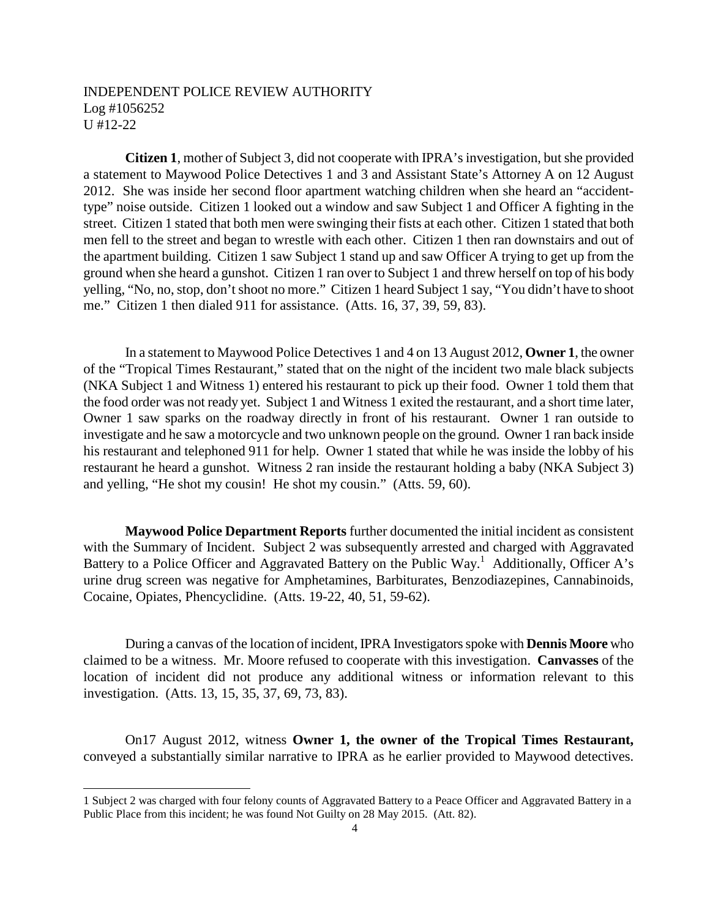INDEPENDENT POLICE REVIEW AUTHORITY
Log #1056252
U #12-22

**Citizen 1**, mother of Subject 3, did not cooperate with IPRA's investigation, but she provided a statement to Maywood Police Detectives 1 and 3 and Assistant State's Attorney A on 12 August 2012. She was inside her second floor apartment watching children when she heard an "accident-type" noise outside. Citizen 1 looked out a window and saw Subject 1 and Officer A fighting in the street. Citizen 1 stated that both men were swinging their fists at each other. Citizen 1 stated that both men fell to the street and began to wrestle with each other. Citizen 1 then ran downstairs and out of the apartment building. Citizen 1 saw Subject 1 stand up and saw Officer A trying to get up from the ground when she heard a gunshot. Citizen 1 ran over to Subject 1 and threw herself on top of his body yelling, "No, no, stop, don't shoot no more." Citizen 1 heard Subject 1 say, "You didn't have to shoot me." Citizen 1 then dialed 911 for assistance. (Atts. 16, 37, 39, 59, 83).

In a statement to Maywood Police Detectives 1 and 4 on 13 August 2012, **Owner 1**, the owner of the "Tropical Times Restaurant," stated that on the night of the incident two male black subjects (NKA Subject 1 and Witness 1) entered his restaurant to pick up their food. Owner 1 told them that the food order was not ready yet. Subject 1 and Witness 1 exited the restaurant, and a short time later, Owner 1 saw sparks on the roadway directly in front of his restaurant. Owner 1 ran outside to investigate and he saw a motorcycle and two unknown people on the ground. Owner 1 ran back inside his restaurant and telephoned 911 for help. Owner 1 stated that while he was inside the lobby of his restaurant he heard a gunshot. Witness 2 ran inside the restaurant holding a baby (NKA Subject 3) and yelling, "He shot my cousin! He shot my cousin." (Atts. 59, 60).

**Maywood Police Department Reports** further documented the initial incident as consistent with the Summary of Incident. Subject 2 was subsequently arrested and charged with Aggravated Battery to a Police Officer and Aggravated Battery on the Public Way.[1] Additionally, Officer A's urine drug screen was negative for Amphetamines, Barbiturates, Benzodiazepines, Cannabinoids, Cocaine, Opiates, Phencyclidine. (Atts. 19-22, 40, 51, 59-62).

During a canvas of the location of incident, IPRA Investigators spoke with **Dennis Moore** who claimed to be a witness. Mr. Moore refused to cooperate with this investigation. **Canvasses** of the location of incident did not produce any additional witness or information relevant to this investigation. (Atts. 13, 15, 35, 37, 69, 73, 83).

On17 August 2012, witness **Owner 1, the owner of the Tropical Times Restaurant,** conveyed a substantially similar narrative to IPRA as he earlier provided to Maywood detectives.

1 Subject 2 was charged with four felony counts of Aggravated Battery to a Peace Officer and Aggravated Battery in a Public Place from this incident; he was found Not Guilty on 28 May 2015. (Att. 82).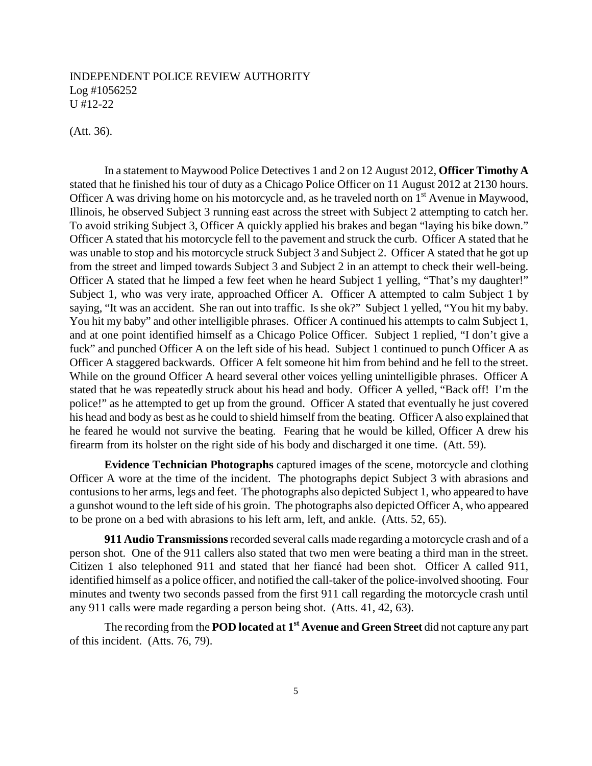(Att. 36).

In a statement to Maywood Police Detectives 1 and 2 on 12 August 2012, **Officer Timothy A** stated that he finished his tour of duty as a Chicago Police Officer on 11 August 2012 at 2130 hours. Officer A was driving home on his motorcycle and, as he traveled north on 1st Avenue in Maywood, Illinois, he observed Subject 3 running east across the street with Subject 2 attempting to catch her. To avoid striking Subject 3, Officer A quickly applied his brakes and began "laying his bike down." Officer A stated that his motorcycle fell to the pavement and struck the curb. Officer A stated that he was unable to stop and his motorcycle struck Subject 3 and Subject 2. Officer A stated that he got up from the street and limped towards Subject 3 and Subject 2 in an attempt to check their well-being. Officer A stated that he limped a few feet when he heard Subject 1 yelling, "That's my daughter!" Subject 1, who was very irate, approached Officer A. Officer A attempted to calm Subject 1 by saying, "It was an accident. She ran out into traffic. Is she ok?" Subject 1 yelled, "You hit my baby. You hit my baby" and other intelligible phrases. Officer A continued his attempts to calm Subject 1, and at one point identified himself as a Chicago Police Officer. Subject 1 replied, "I don't give a fuck" and punched Officer A on the left side of his head. Subject 1 continued to punch Officer A as Officer A staggered backwards. Officer A felt someone hit him from behind and he fell to the street. While on the ground Officer A heard several other voices yelling unintelligible phrases. Officer A stated that he was repeatedly struck about his head and body. Officer A yelled, "Back off! I'm the police!" as he attempted to get up from the ground. Officer A stated that eventually he just covered his head and body as best as he could to shield himself from the beating. Officer A also explained that he feared he would not survive the beating. Fearing that he would be killed, Officer A drew his firearm from its holster on the right side of his body and discharged it one time. (Att. 59).

**Evidence Technician Photographs** captured images of the scene, motorcycle and clothing Officer A wore at the time of the incident. The photographs depict Subject 3 with abrasions and contusions to her arms, legs and feet. The photographs also depicted Subject 1, who appeared to have a gunshot wound to the left side of his groin. The photographs also depicted Officer A, who appeared to be prone on a bed with abrasions to his left arm, left, and ankle. (Atts. 52, 65).

**911 Audio Transmissions** recorded several calls made regarding a motorcycle crash and of a person shot. One of the 911 callers also stated that two men were beating a third man in the street. Citizen 1 also telephoned 911 and stated that her fiancé had been shot. Officer A called 911, identified himself as a police officer, and notified the call-taker of the police-involved shooting. Four minutes and twenty two seconds passed from the first 911 call regarding the motorcycle crash until any 911 calls were made regarding a person being shot. (Atts. 41, 42, 63).

The recording from the **POD located at 1st Avenue and Green Street** did not capture any part of this incident. (Atts. 76, 79).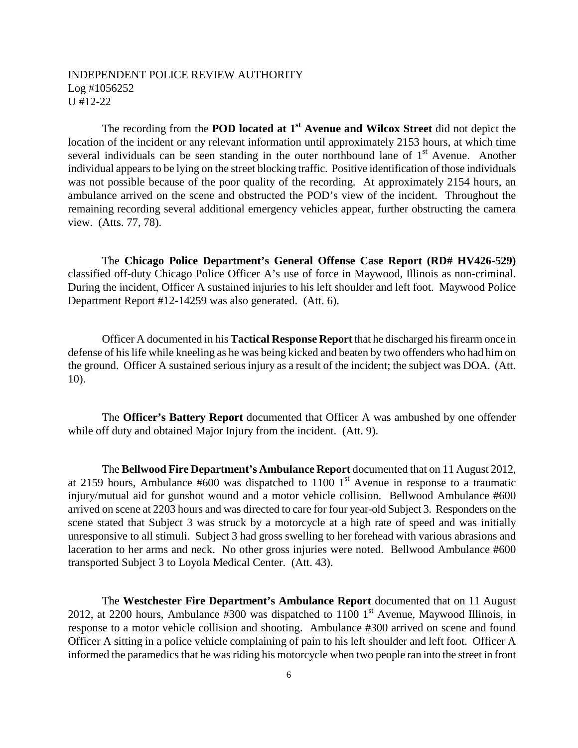INDEPENDENT POLICE REVIEW AUTHORITY
Log #1056252
U #12-22

The recording from the **POD located at 1st Avenue and Wilcox Street** did not depict the location of the incident or any relevant information until approximately 2153 hours, at which time several individuals can be seen standing in the outer northbound lane of 1st Avenue. Another individual appears to be lying on the street blocking traffic. Positive identification of those individuals was not possible because of the poor quality of the recording. At approximately 2154 hours, an ambulance arrived on the scene and obstructed the POD's view of the incident. Throughout the remaining recording several additional emergency vehicles appear, further obstructing the camera view. (Atts. 77, 78).

The **Chicago Police Department's General Offense Case Report (RD# HV426-529)** classified off-duty Chicago Police Officer A's use of force in Maywood, Illinois as non-criminal. During the incident, Officer A sustained injuries to his left shoulder and left foot. Maywood Police Department Report #12-14259 was also generated. (Att. 6).

Officer A documented in his **Tactical Response Report** that he discharged his firearm once in defense of his life while kneeling as he was being kicked and beaten by two offenders who had him on the ground. Officer A sustained serious injury as a result of the incident; the subject was DOA. (Att. 10).

The **Officer's Battery Report** documented that Officer A was ambushed by one offender while off duty and obtained Major Injury from the incident. (Att. 9).

The **Bellwood Fire Department's Ambulance Report** documented that on 11 August 2012, at 2159 hours, Ambulance #600 was dispatched to 1100 1st Avenue in response to a traumatic injury/mutual aid for gunshot wound and a motor vehicle collision. Bellwood Ambulance #600 arrived on scene at 2203 hours and was directed to care for four year-old Subject 3. Responders on the scene stated that Subject 3 was struck by a motorcycle at a high rate of speed and was initially unresponsive to all stimuli. Subject 3 had gross swelling to her forehead with various abrasions and laceration to her arms and neck. No other gross injuries were noted. Bellwood Ambulance #600 transported Subject 3 to Loyola Medical Center. (Att. 43).

The **Westchester Fire Department's Ambulance Report** documented that on 11 August 2012, at 2200 hours, Ambulance #300 was dispatched to 1100 1st Avenue, Maywood Illinois, in response to a motor vehicle collision and shooting. Ambulance #300 arrived on scene and found Officer A sitting in a police vehicle complaining of pain to his left shoulder and left foot. Officer A informed the paramedics that he was riding his motorcycle when two people ran into the street in front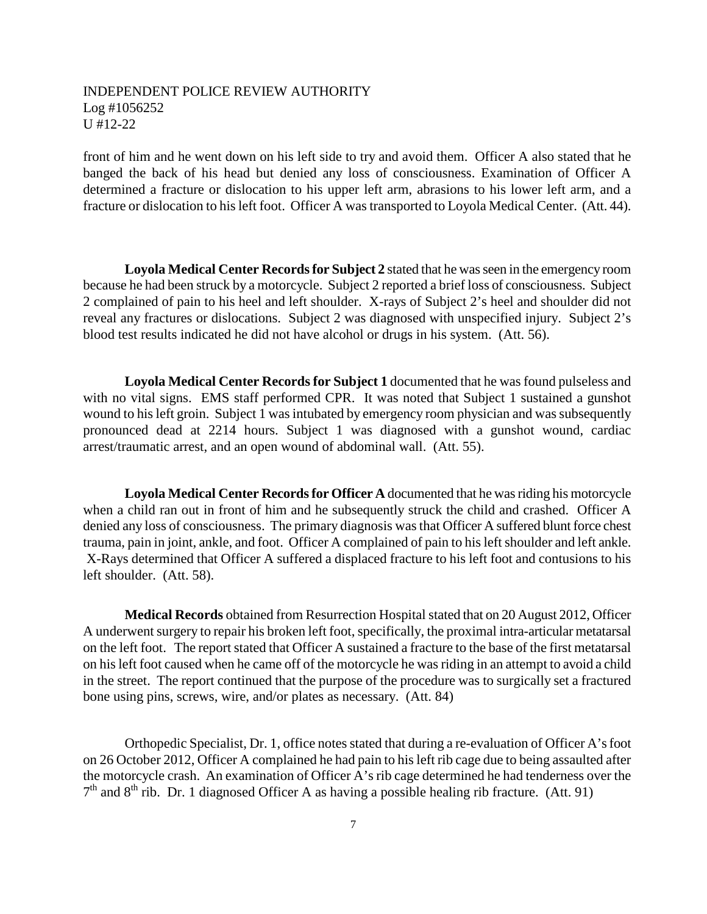front of him and he went down on his left side to try and avoid them. Officer A also stated that he banged the back of his head but denied any loss of consciousness. Examination of Officer A determined a fracture or dislocation to his upper left arm, abrasions to his lower left arm, and a fracture or dislocation to his left foot. Officer A was transported to Loyola Medical Center. (Att. 44).

**Loyola Medical Center Records for Subject 2** stated that he was seen in the emergency room because he had been struck by a motorcycle. Subject 2 reported a brief loss of consciousness. Subject 2 complained of pain to his heel and left shoulder. X-rays of Subject 2's heel and shoulder did not reveal any fractures or dislocations. Subject 2 was diagnosed with unspecified injury. Subject 2's blood test results indicated he did not have alcohol or drugs in his system. (Att. 56).

**Loyola Medical Center Records for Subject 1** documented that he was found pulseless and with no vital signs. EMS staff performed CPR. It was noted that Subject 1 sustained a gunshot wound to his left groin. Subject 1 was intubated by emergency room physician and was subsequently pronounced dead at 2214 hours. Subject 1 was diagnosed with a gunshot wound, cardiac arrest/traumatic arrest, and an open wound of abdominal wall. (Att. 55).

**Loyola Medical Center Records for Officer A** documented that he was riding his motorcycle when a child ran out in front of him and he subsequently struck the child and crashed. Officer A denied any loss of consciousness. The primary diagnosis was that Officer A suffered blunt force chest trauma, pain in joint, ankle, and foot. Officer A complained of pain to his left shoulder and left ankle. X-Rays determined that Officer A suffered a displaced fracture to his left foot and contusions to his left shoulder. (Att. 58).

**Medical Records** obtained from Resurrection Hospital stated that on 20 August 2012, Officer A underwent surgery to repair his broken left foot, specifically, the proximal intra-articular metatarsal on the left foot. The report stated that Officer A sustained a fracture to the base of the first metatarsal on his left foot caused when he came off of the motorcycle he was riding in an attempt to avoid a child in the street. The report continued that the purpose of the procedure was to surgically set a fractured bone using pins, screws, wire, and/or plates as necessary. (Att. 84)

Orthopedic Specialist, Dr. 1, office notes stated that during a re-evaluation of Officer A's foot on 26 October 2012, Officer A complained he had pain to his left rib cage due to being assaulted after the motorcycle crash. An examination of Officer A's rib cage determined he had tenderness over the 7th and 8th rib. Dr. 1 diagnosed Officer A as having a possible healing rib fracture. (Att. 91)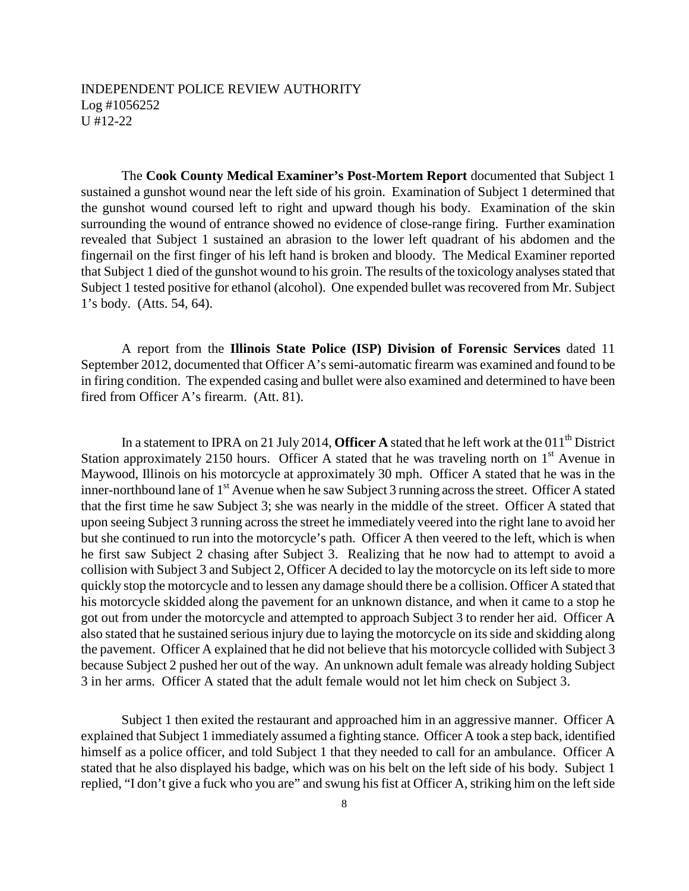INDEPENDENT POLICE REVIEW AUTHORITY
Log #1056252
U #12-22

The **Cook County Medical Examiner's Post-Mortem Report** documented that Subject 1 sustained a gunshot wound near the left side of his groin. Examination of Subject 1 determined that the gunshot wound coursed left to right and upward though his body. Examination of the skin surrounding the wound of entrance showed no evidence of close-range firing. Further examination revealed that Subject 1 sustained an abrasion to the lower left quadrant of his abdomen and the fingernail on the first finger of his left hand is broken and bloody. The Medical Examiner reported that Subject 1 died of the gunshot wound to his groin. The results of the toxicology analyses stated that Subject 1 tested positive for ethanol (alcohol). One expended bullet was recovered from Mr. Subject 1's body. (Atts. 54, 64).

A report from the **Illinois State Police (ISP) Division of Forensic Services** dated 11 September 2012, documented that Officer A's semi-automatic firearm was examined and found to be in firing condition. The expended casing and bullet were also examined and determined to have been fired from Officer A's firearm. (Att. 81).

In a statement to IPRA on 21 July 2014, **Officer A** stated that he left work at the 011th District Station approximately 2150 hours. Officer A stated that he was traveling north on 1st Avenue in Maywood, Illinois on his motorcycle at approximately 30 mph. Officer A stated that he was in the inner-northbound lane of 1st Avenue when he saw Subject 3 running across the street. Officer A stated that the first time he saw Subject 3; she was nearly in the middle of the street. Officer A stated that upon seeing Subject 3 running across the street he immediately veered into the right lane to avoid her but she continued to run into the motorcycle's path. Officer A then veered to the left, which is when he first saw Subject 2 chasing after Subject 3. Realizing that he now had to attempt to avoid a collision with Subject 3 and Subject 2, Officer A decided to lay the motorcycle on its left side to more quickly stop the motorcycle and to lessen any damage should there be a collision. Officer A stated that his motorcycle skidded along the pavement for an unknown distance, and when it came to a stop he got out from under the motorcycle and attempted to approach Subject 3 to render her aid. Officer A also stated that he sustained serious injury due to laying the motorcycle on its side and skidding along the pavement. Officer A explained that he did not believe that his motorcycle collided with Subject 3 because Subject 2 pushed her out of the way. An unknown adult female was already holding Subject 3 in her arms. Officer A stated that the adult female would not let him check on Subject 3.

Subject 1 then exited the restaurant and approached him in an aggressive manner. Officer A explained that Subject 1 immediately assumed a fighting stance. Officer A took a step back, identified himself as a police officer, and told Subject 1 that they needed to call for an ambulance. Officer A stated that he also displayed his badge, which was on his belt on the left side of his body. Subject 1 replied, "I don't give a fuck who you are" and swung his fist at Officer A, striking him on the left side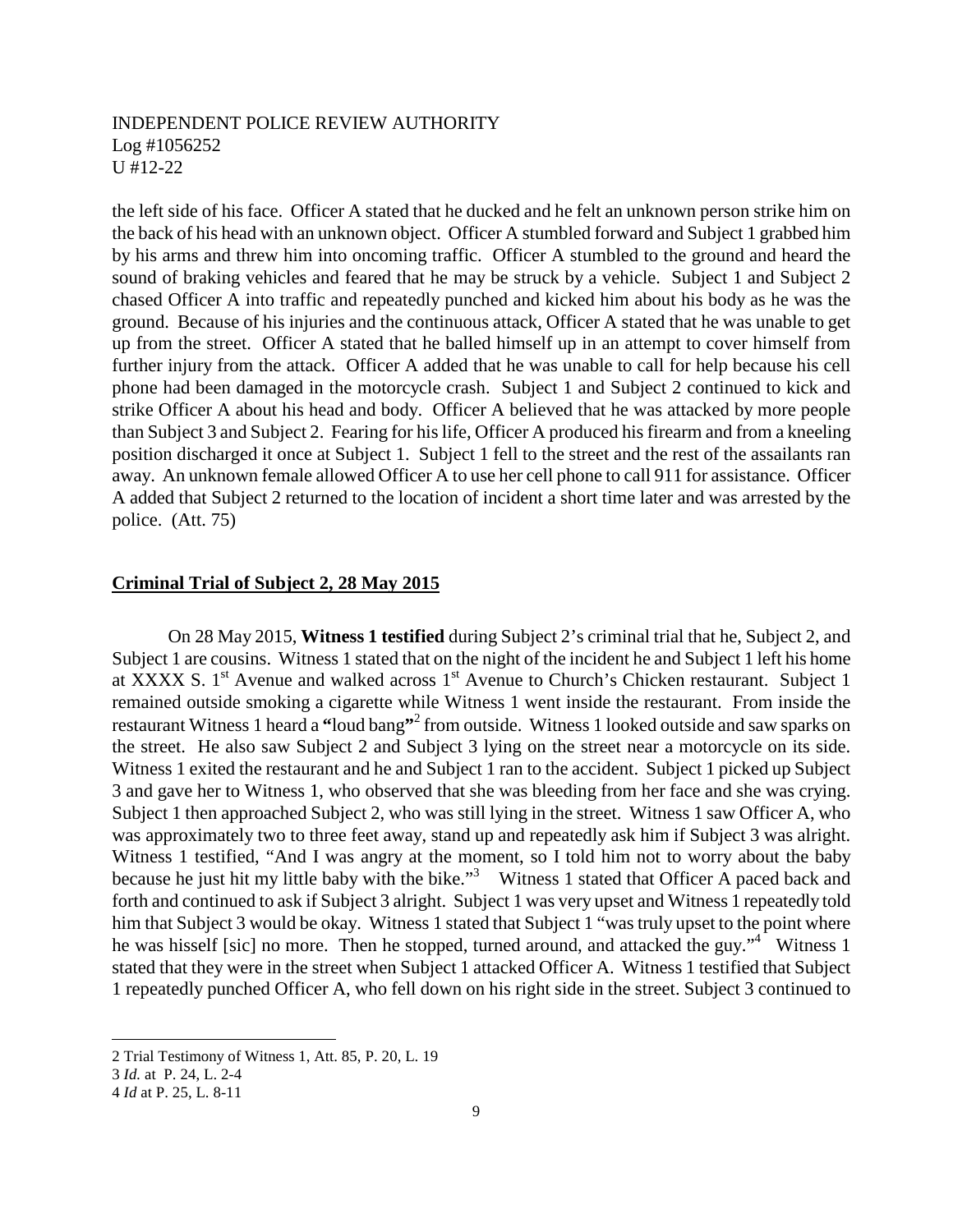the left side of his face. Officer A stated that he ducked and he felt an unknown person strike him on the back of his head with an unknown object. Officer A stumbled forward and Subject 1 grabbed him by his arms and threw him into oncoming traffic. Officer A stumbled to the ground and heard the sound of braking vehicles and feared that he may be struck by a vehicle. Subject 1 and Subject 2 chased Officer A into traffic and repeatedly punched and kicked him about his body as he was the ground. Because of his injuries and the continuous attack, Officer A stated that he was unable to get up from the street. Officer A stated that he balled himself up in an attempt to cover himself from further injury from the attack. Officer A added that he was unable to call for help because his cell phone had been damaged in the motorcycle crash. Subject 1 and Subject 2 continued to kick and strike Officer A about his head and body. Officer A believed that he was attacked by more people than Subject 3 and Subject 2. Fearing for his life, Officer A produced his firearm and from a kneeling position discharged it once at Subject 1. Subject 1 fell to the street and the rest of the assailants ran away. An unknown female allowed Officer A to use her cell phone to call 911 for assistance. Officer A added that Subject 2 returned to the location of incident a short time later and was arrested by the police. (Att. 75)

**Criminal Trial of Subject 2, 28 May 2015**

On 28 May 2015, **Witness 1 testified** during Subject 2's criminal trial that he, Subject 2, and Subject 1 are cousins. Witness 1 stated that on the night of the incident he and Subject 1 left his home at XXXX S. 1st Avenue and walked across 1st Avenue to Church's Chicken restaurant. Subject 1 remained outside smoking a cigarette while Witness 1 went inside the restaurant. From inside the restaurant Witness 1 heard a **"**loud bang**"**[2] from outside. Witness 1 looked outside and saw sparks on the street. He also saw Subject 2 and Subject 3 lying on the street near a motorcycle on its side. Witness 1 exited the restaurant and he and Subject 1 ran to the accident. Subject 1 picked up Subject 3 and gave her to Witness 1, who observed that she was bleeding from her face and she was crying. Subject 1 then approached Subject 2, who was still lying in the street. Witness 1 saw Officer A, who was approximately two to three feet away, stand up and repeatedly ask him if Subject 3 was alright. Witness 1 testified, "And I was angry at the moment, so I told him not to worry about the baby because he just hit my little baby with the bike."[3] Witness 1 stated that Officer A paced back and forth and continued to ask if Subject 3 alright. Subject 1 was very upset and Witness 1 repeatedly told him that Subject 3 would be okay. Witness 1 stated that Subject 1 "was truly upset to the point where he was hisself [sic] no more. Then he stopped, turned around, and attacked the guy."[4] Witness 1 stated that they were in the street when Subject 1 attacked Officer A. Witness 1 testified that Subject 1 repeatedly punched Officer A, who fell down on his right side in the street. Subject 3 continued to

---

2 Trial Testimony of Witness 1, Att. 85, P. 20, L. 19

3 *Id.* at P. 24, L. 2-4

4 *Id* at P. 25, L. 8-11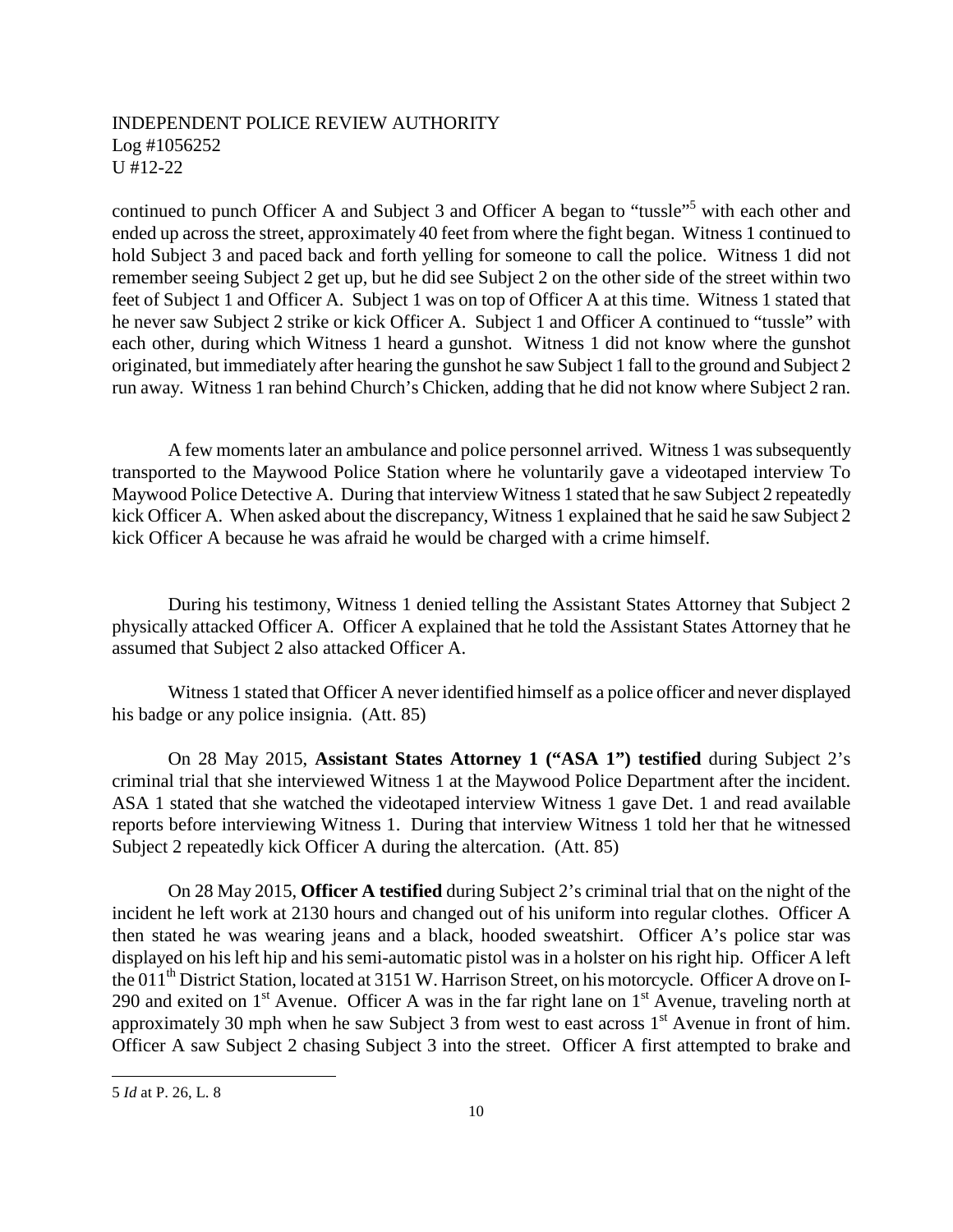continued to punch Officer A and Subject 3 and Officer A began to "tussle"[5] with each other and ended up across the street, approximately 40 feet from where the fight began. Witness 1 continued to hold Subject 3 and paced back and forth yelling for someone to call the police. Witness 1 did not remember seeing Subject 2 get up, but he did see Subject 2 on the other side of the street within two feet of Subject 1 and Officer A. Subject 1 was on top of Officer A at this time. Witness 1 stated that he never saw Subject 2 strike or kick Officer A. Subject 1 and Officer A continued to "tussle" with each other, during which Witness 1 heard a gunshot. Witness 1 did not know where the gunshot originated, but immediately after hearing the gunshot he saw Subject 1 fall to the ground and Subject 2 run away. Witness 1 ran behind Church's Chicken, adding that he did not know where Subject 2 ran.

A few moments later an ambulance and police personnel arrived. Witness 1 was subsequently transported to the Maywood Police Station where he voluntarily gave a videotaped interview To Maywood Police Detective A. During that interview Witness 1 stated that he saw Subject 2 repeatedly kick Officer A. When asked about the discrepancy, Witness 1 explained that he said he saw Subject 2 kick Officer A because he was afraid he would be charged with a crime himself.

During his testimony, Witness 1 denied telling the Assistant States Attorney that Subject 2 physically attacked Officer A. Officer A explained that he told the Assistant States Attorney that he assumed that Subject 2 also attacked Officer A.

Witness 1 stated that Officer A never identified himself as a police officer and never displayed his badge or any police insignia. (Att. 85)

On 28 May 2015, **Assistant States Attorney 1 ("ASA 1") testified** during Subject 2's criminal trial that she interviewed Witness 1 at the Maywood Police Department after the incident. ASA 1 stated that she watched the videotaped interview Witness 1 gave Det. 1 and read available reports before interviewing Witness 1. During that interview Witness 1 told her that he witnessed Subject 2 repeatedly kick Officer A during the altercation. (Att. 85)

On 28 May 2015, **Officer A testified** during Subject 2's criminal trial that on the night of the incident he left work at 2130 hours and changed out of his uniform into regular clothes. Officer A then stated he was wearing jeans and a black, hooded sweatshirt. Officer A's police star was displayed on his left hip and his semi-automatic pistol was in a holster on his right hip. Officer A left the 011th District Station, located at 3151 W. Harrison Street, on his motorcycle. Officer A drove on I-290 and exited on 1st Avenue. Officer A was in the far right lane on 1st Avenue, traveling north at approximately 30 mph when he saw Subject 3 from west to east across 1st Avenue in front of him. Officer A saw Subject 2 chasing Subject 3 into the street. Officer A first attempted to brake and

---

5 *Id* at P. 26, L. 8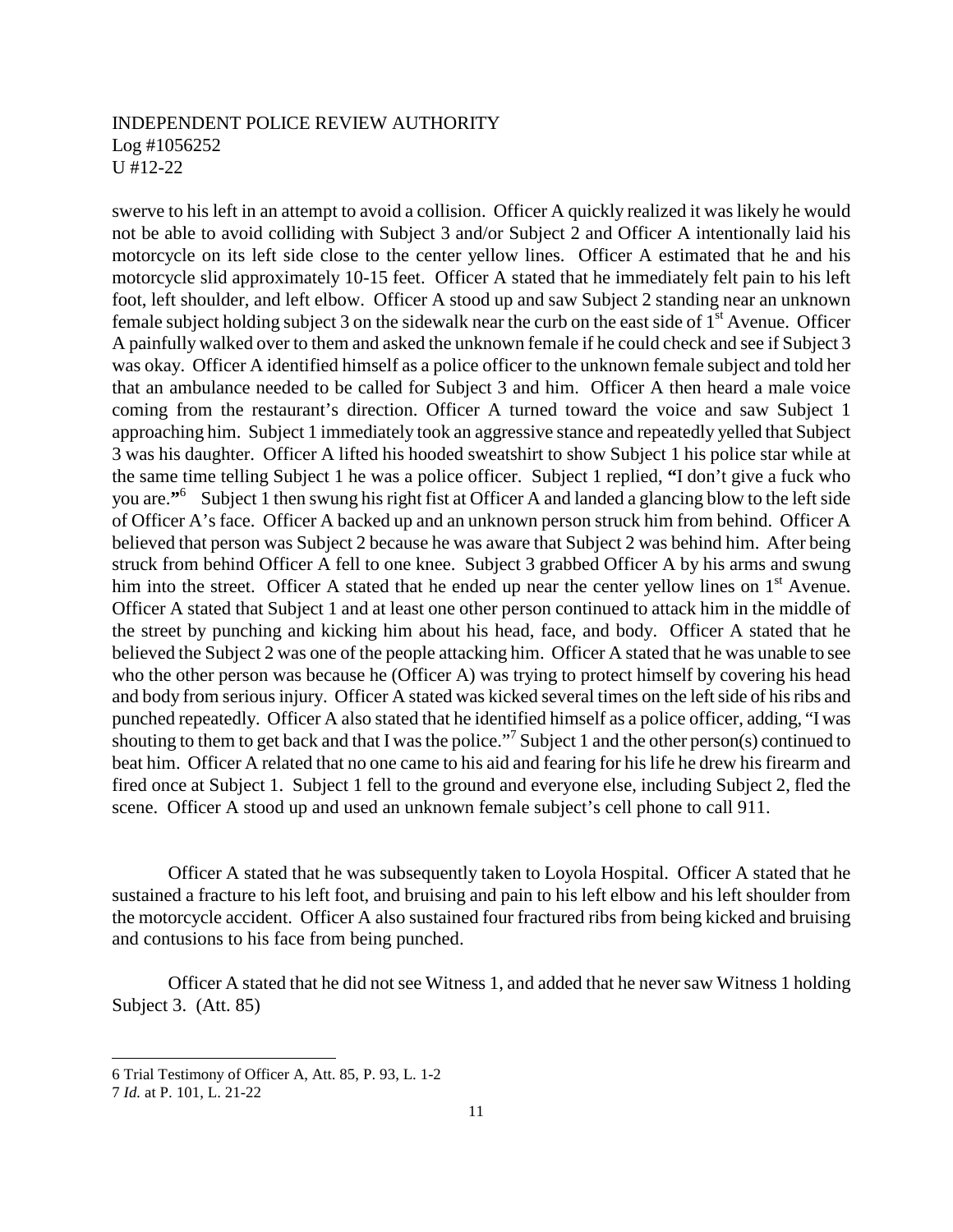swerve to his left in an attempt to avoid a collision. Officer A quickly realized it was likely he would not be able to avoid colliding with Subject 3 and/or Subject 2 and Officer A intentionally laid his motorcycle on its left side close to the center yellow lines. Officer A estimated that he and his motorcycle slid approximately 10-15 feet. Officer A stated that he immediately felt pain to his left foot, left shoulder, and left elbow. Officer A stood up and saw Subject 2 standing near an unknown female subject holding subject 3 on the sidewalk near the curb on the east side of 1st Avenue. Officer A painfully walked over to them and asked the unknown female if he could check and see if Subject 3 was okay. Officer A identified himself as a police officer to the unknown female subject and told her that an ambulance needed to be called for Subject 3 and him. Officer A then heard a male voice coming from the restaurant's direction. Officer A turned toward the voice and saw Subject 1 approaching him. Subject 1 immediately took an aggressive stance and repeatedly yelled that Subject 3 was his daughter. Officer A lifted his hooded sweatshirt to show Subject 1 his police star while at the same time telling Subject 1 he was a police officer. Subject 1 replied, **"**I don't give a fuck who you are.**"**[6] Subject 1 then swung his right fist at Officer A and landed a glancing blow to the left side of Officer A's face. Officer A backed up and an unknown person struck him from behind. Officer A believed that person was Subject 2 because he was aware that Subject 2 was behind him. After being struck from behind Officer A fell to one knee. Subject 3 grabbed Officer A by his arms and swung him into the street. Officer A stated that he ended up near the center yellow lines on 1st Avenue. Officer A stated that Subject 1 and at least one other person continued to attack him in the middle of the street by punching and kicking him about his head, face, and body. Officer A stated that he believed the Subject 2 was one of the people attacking him. Officer A stated that he was unable to see who the other person was because he (Officer A) was trying to protect himself by covering his head and body from serious injury. Officer A stated was kicked several times on the left side of his ribs and punched repeatedly. Officer A also stated that he identified himself as a police officer, adding, "I was shouting to them to get back and that I was the police."[7] Subject 1 and the other person(s) continued to beat him. Officer A related that no one came to his aid and fearing for his life he drew his firearm and fired once at Subject 1. Subject 1 fell to the ground and everyone else, including Subject 2, fled the scene. Officer A stood up and used an unknown female subject's cell phone to call 911.

Officer A stated that he was subsequently taken to Loyola Hospital. Officer A stated that he sustained a fracture to his left foot, and bruising and pain to his left elbow and his left shoulder from the motorcycle accident. Officer A also sustained four fractured ribs from being kicked and bruising and contusions to his face from being punched.

Officer A stated that he did not see Witness 1, and added that he never saw Witness 1 holding Subject 3. (Att. 85)

---

6 Trial Testimony of Officer A, Att. 85, P. 93, L. 1-2

7 *Id.* at P. 101, L. 21-22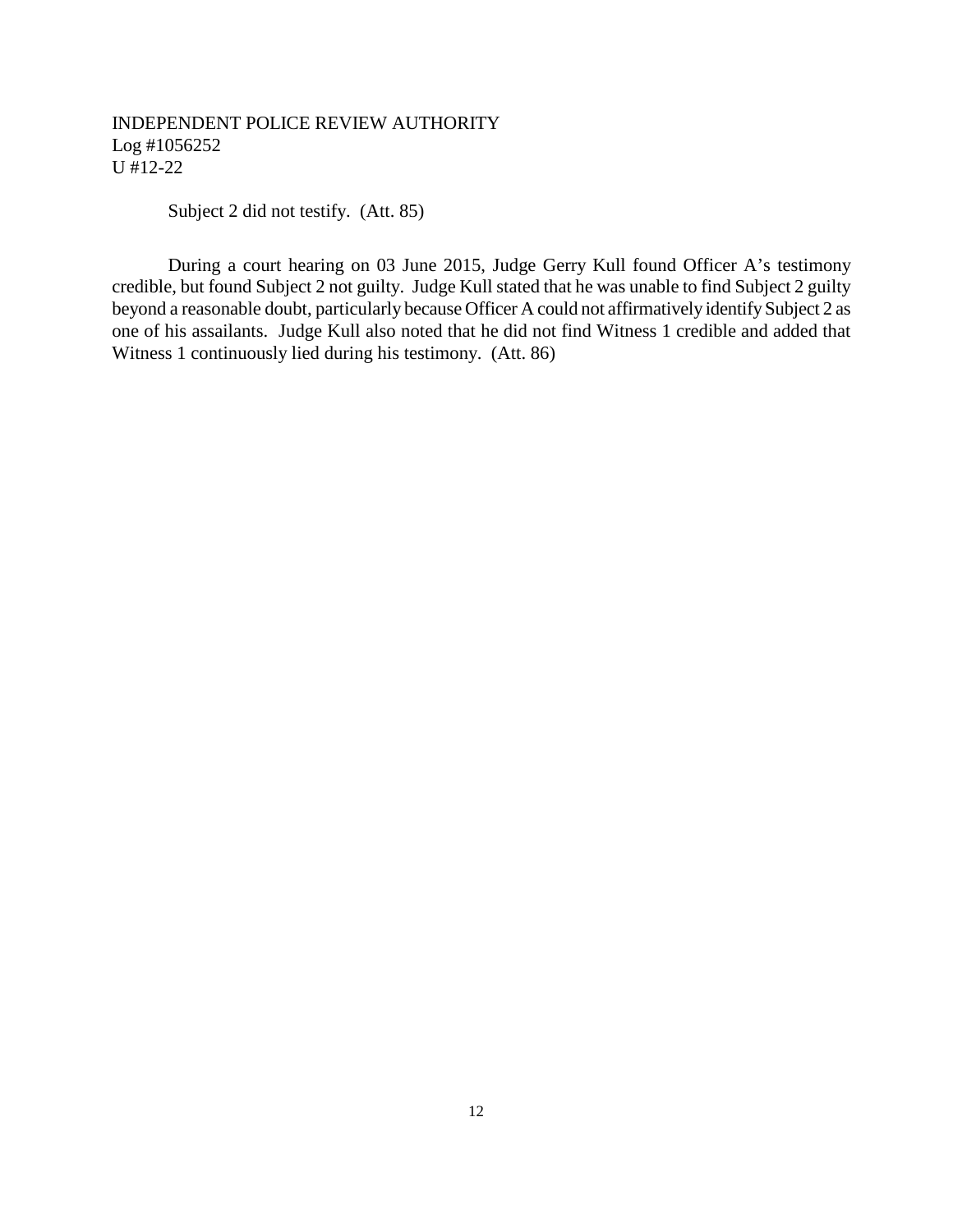Subject 2 did not testify. (Att. 85)

During a court hearing on 03 June 2015, Judge Gerry Kull found Officer A's testimony credible, but found Subject 2 not guilty. Judge Kull stated that he was unable to find Subject 2 guilty beyond a reasonable doubt, particularly because Officer A could not affirmatively identify Subject 2 as one of his assailants. Judge Kull also noted that he did not find Witness 1 credible and added that Witness 1 continuously lied during his testimony. (Att. 86)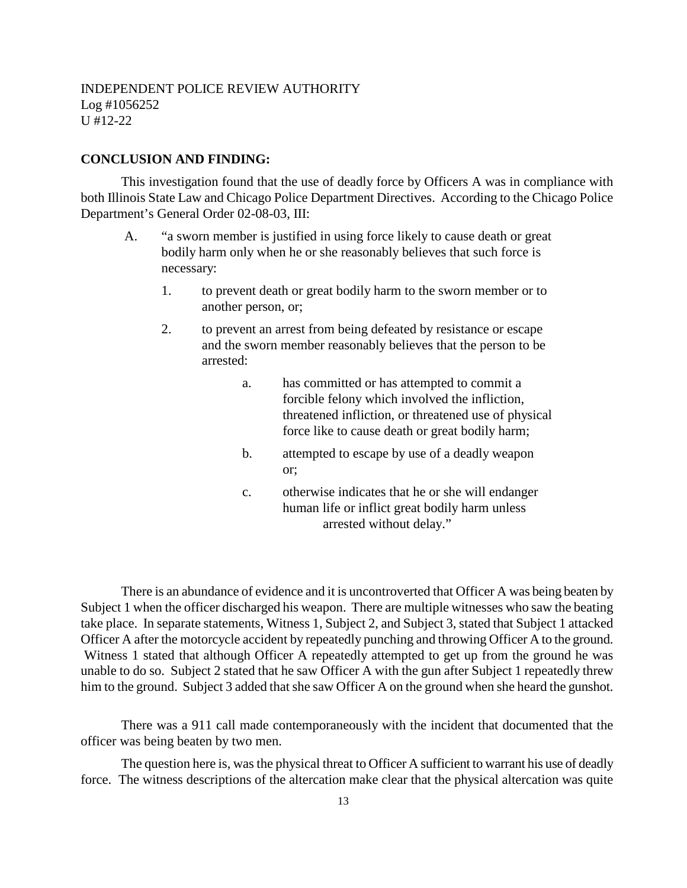INDEPENDENT POLICE REVIEW AUTHORITY
Log #1056252
U #12-22

**CONCLUSION AND FINDING:**

This investigation found that the use of deadly force by Officers A was in compliance with both Illinois State Law and Chicago Police Department Directives. According to the Chicago Police Department's General Order 02-08-03, III:

A. "a sworn member is justified in using force likely to cause death or great bodily harm only when he or she reasonably believes that such force is necessary:

1. to prevent death or great bodily harm to the sworn member or to another person, or;

2. to prevent an arrest from being defeated by resistance or escape and the sworn member reasonably believes that the person to be arrested:

   a. has committed or has attempted to commit a forcible felony which involved the infliction, threatened infliction, or threatened use of physical force like to cause death or great bodily harm;

   b. attempted to escape by use of a deadly weapon or;

   c. otherwise indicates that he or she will endanger human life or inflict great bodily harm unless arrested without delay."

There is an abundance of evidence and it is uncontroverted that Officer A was being beaten by Subject 1 when the officer discharged his weapon. There are multiple witnesses who saw the beating take place. In separate statements, Witness 1, Subject 2, and Subject 3, stated that Subject 1 attacked Officer A after the motorcycle accident by repeatedly punching and throwing Officer A to the ground. Witness 1 stated that although Officer A repeatedly attempted to get up from the ground he was unable to do so. Subject 2 stated that he saw Officer A with the gun after Subject 1 repeatedly threw him to the ground. Subject 3 added that she saw Officer A on the ground when she heard the gunshot.

There was a 911 call made contemporaneously with the incident that documented that the officer was being beaten by two men.

The question here is, was the physical threat to Officer A sufficient to warrant his use of deadly force. The witness descriptions of the altercation make clear that the physical altercation was quite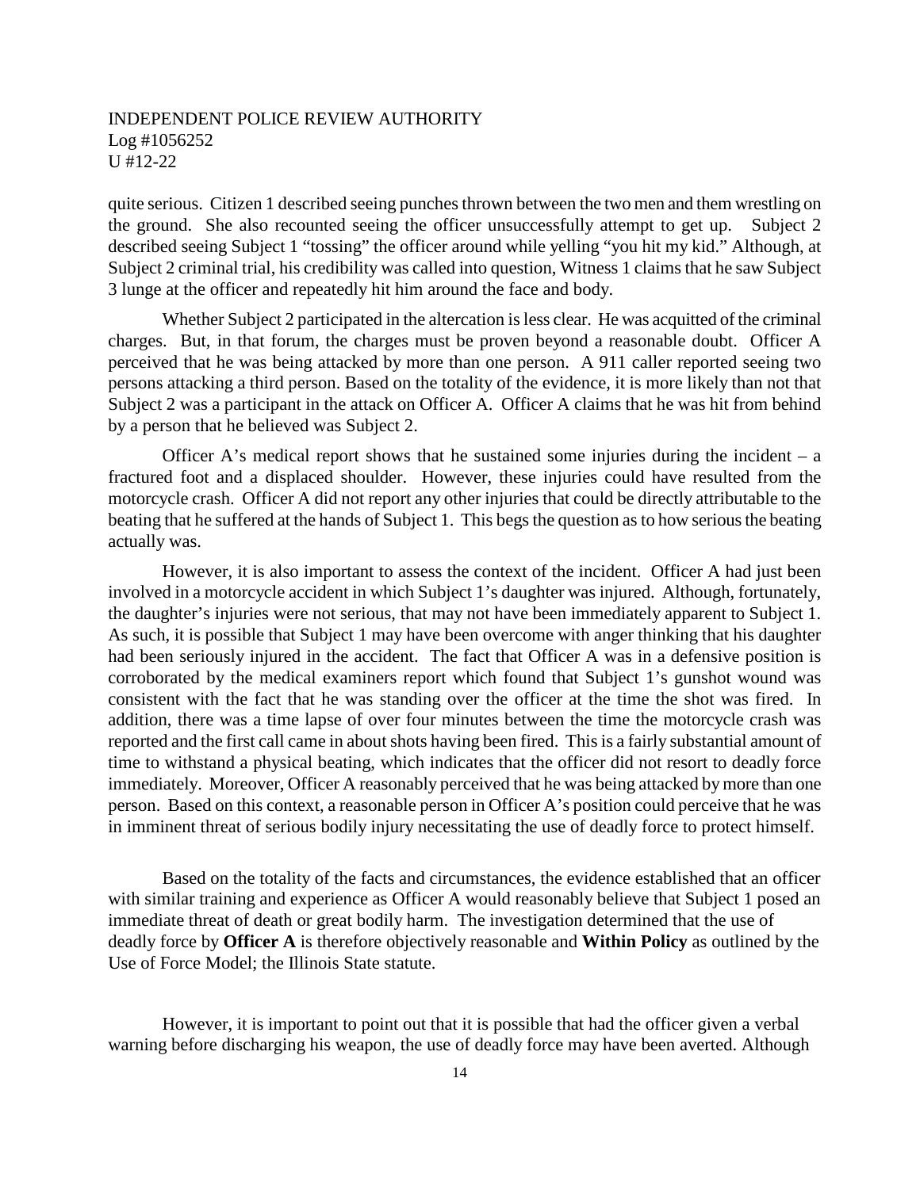quite serious. Citizen 1 described seeing punches thrown between the two men and them wrestling on the ground. She also recounted seeing the officer unsuccessfully attempt to get up. Subject 2 described seeing Subject 1 "tossing" the officer around while yelling "you hit my kid." Although, at Subject 2 criminal trial, his credibility was called into question, Witness 1 claims that he saw Subject 3 lunge at the officer and repeatedly hit him around the face and body.

Whether Subject 2 participated in the altercation is less clear. He was acquitted of the criminal charges. But, in that forum, the charges must be proven beyond a reasonable doubt. Officer A perceived that he was being attacked by more than one person. A 911 caller reported seeing two persons attacking a third person. Based on the totality of the evidence, it is more likely than not that Subject 2 was a participant in the attack on Officer A. Officer A claims that he was hit from behind by a person that he believed was Subject 2.

Officer A's medical report shows that he sustained some injuries during the incident – a fractured foot and a displaced shoulder. However, these injuries could have resulted from the motorcycle crash. Officer A did not report any other injuries that could be directly attributable to the beating that he suffered at the hands of Subject 1. This begs the question as to how serious the beating actually was.

However, it is also important to assess the context of the incident. Officer A had just been involved in a motorcycle accident in which Subject 1's daughter was injured. Although, fortunately, the daughter's injuries were not serious, that may not have been immediately apparent to Subject 1. As such, it is possible that Subject 1 may have been overcome with anger thinking that his daughter had been seriously injured in the accident. The fact that Officer A was in a defensive position is corroborated by the medical examiners report which found that Subject 1's gunshot wound was consistent with the fact that he was standing over the officer at the time the shot was fired. In addition, there was a time lapse of over four minutes between the time the motorcycle crash was reported and the first call came in about shots having been fired. This is a fairly substantial amount of time to withstand a physical beating, which indicates that the officer did not resort to deadly force immediately. Moreover, Officer A reasonably perceived that he was being attacked by more than one person. Based on this context, a reasonable person in Officer A's position could perceive that he was in imminent threat of serious bodily injury necessitating the use of deadly force to protect himself.

Based on the totality of the facts and circumstances, the evidence established that an officer with similar training and experience as Officer A would reasonably believe that Subject 1 posed an immediate threat of death or great bodily harm. The investigation determined that the use of deadly force by **Officer A** is therefore objectively reasonable and **Within Policy** as outlined by the Use of Force Model; the Illinois State statute.

However, it is important to point out that it is possible that had the officer given a verbal warning before discharging his weapon, the use of deadly force may have been averted. Although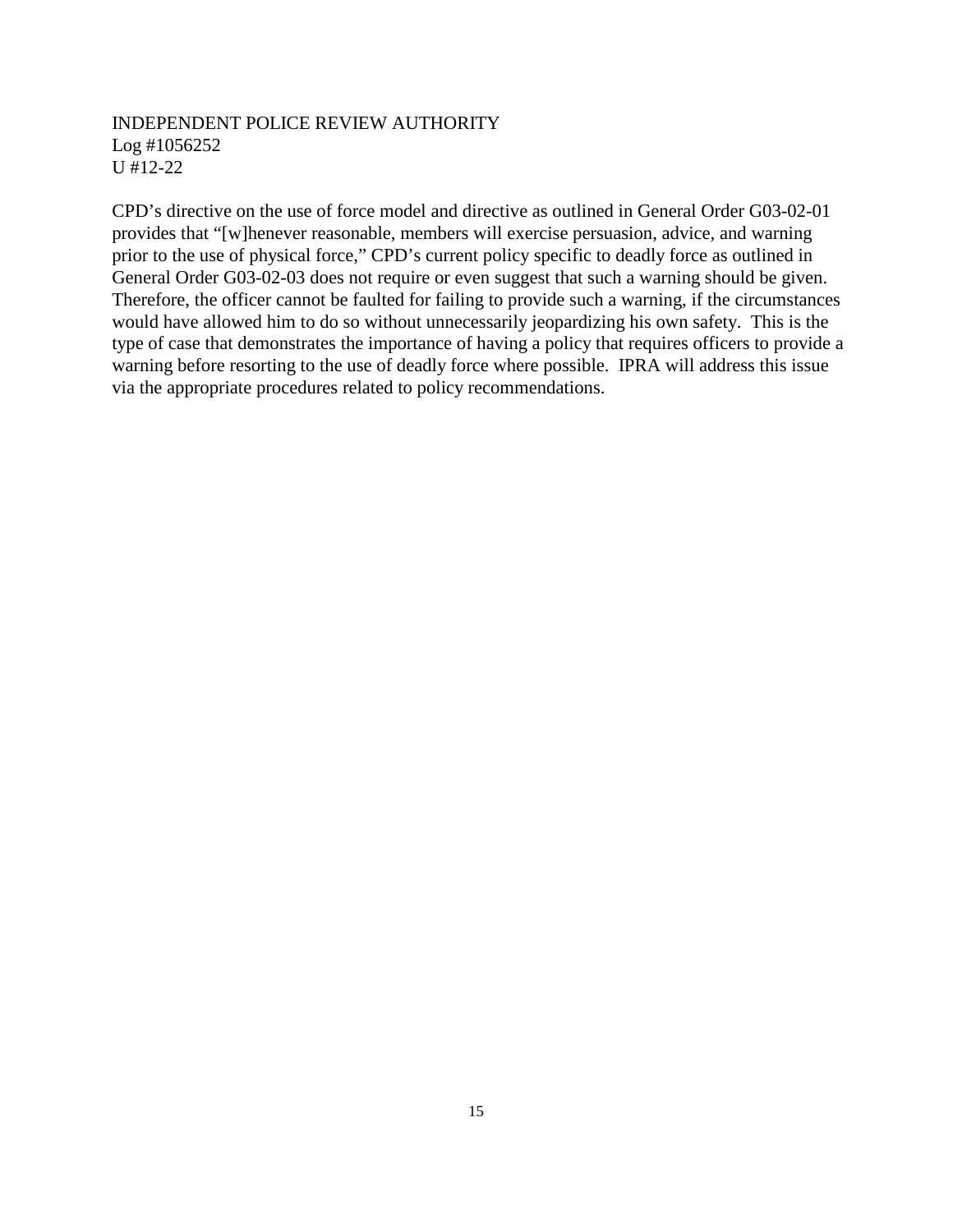CPD's directive on the use of force model and directive as outlined in General Order G03-02-01 provides that "[w]henever reasonable, members will exercise persuasion, advice, and warning prior to the use of physical force," CPD's current policy specific to deadly force as outlined in General Order G03-02-03 does not require or even suggest that such a warning should be given. Therefore, the officer cannot be faulted for failing to provide such a warning, if the circumstances would have allowed him to do so without unnecessarily jeopardizing his own safety. This is the type of case that demonstrates the importance of having a policy that requires officers to provide a warning before resorting to the use of deadly force where possible. IPRA will address this issue via the appropriate procedures related to policy recommendations.